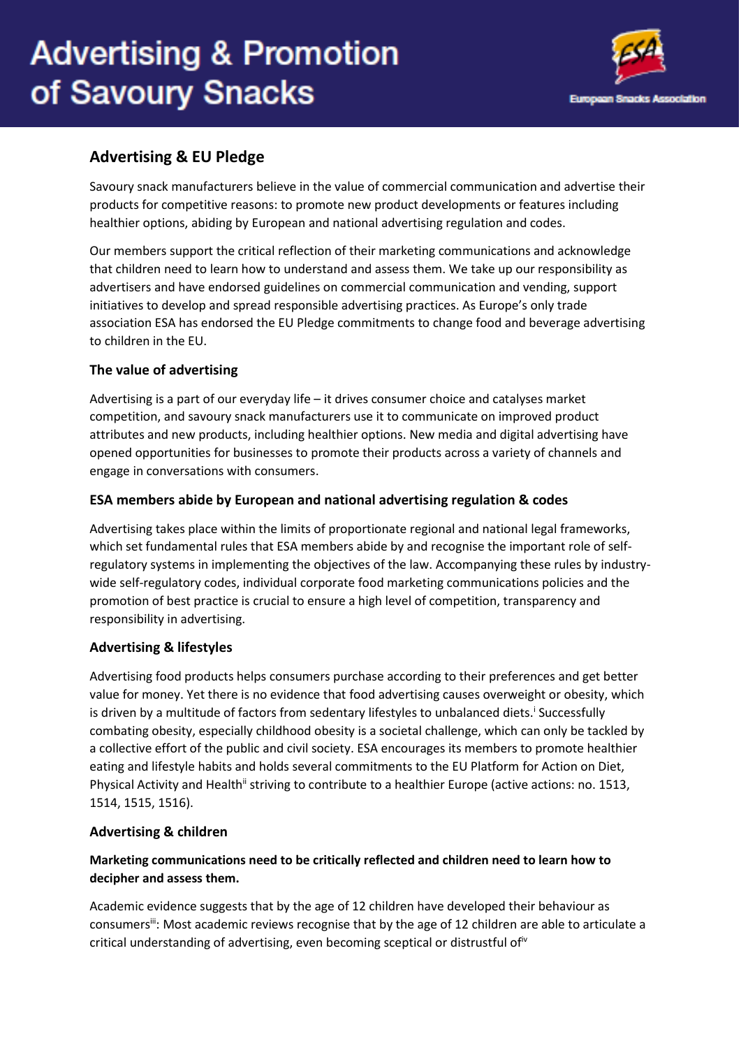# Advertising & Promotion of Savoury Snacks

European Snacks Association

## Advertising & EU Pledge

Savoury snack manufacturers believe in the value of commercial communication and advertise their products for competitive reasons: to promote new product developments or features including healthier options, abiding by European and national advertising regulation and codes.

Our members support the critical reflection of their marketing communications and acknowledge that children need to learn how to understand and assess them. We take up our responsibility as advertisers and have endorsed guidelines on commercial communication and vending, support initiatives to develop and spread responsible advertising practices. As Europe's only trade association ESA has endorsed the EU Pledge commitments to change food and beverage advertising to children in the EU.

### The value of advertising

Advertising is a part of our everyday life – it drives consumer choice and catalyses market competition, and savoury snack manufacturers use it to communicate on improved product attributes and new products, including healthier options. New media and digital advertising have opened opportunities for businesses to promote their products across a variety of channels and engage in conversations with consumers.

### ESA members abide by European and national advertising regulation & codes

Advertising takes place within the limits of proportionate regional and national legal frameworks, which set fundamental rules that ESA members abide by and recognise the important role of self-regulatory systems in implementing the objectives of the law. Accompanying these rules by industry-wide self-regulatory codes, individual corporate food marketing communications policies and the promotion of best practice is crucial to ensure a high level of competition, transparency and responsibility in advertising.

### Advertising & lifestyles

Advertising food products helps consumers purchase according to their preferences and get better value for money. Yet there is no evidence that food advertising causes overweight or obesity, which is driven by a multitude of factors from sedentary lifestyles to unbalanced diets.[i] Successfully combating obesity, especially childhood obesity is a societal challenge, which can only be tackled by a collective effort of the public and civil society. ESA encourages its members to promote healthier eating and lifestyle habits and holds several commitments to the EU Platform for Action on Diet, Physical Activity and Health[ii] striving to contribute to a healthier Europe (active actions: no. 1513, 1514, 1515, 1516).

### Advertising & children

**Marketing communications need to be critically reflected and children need to learn how to decipher and assess them.**

Academic evidence suggests that by the age of 12 children have developed their behaviour as consumers[iii]: Most academic reviews recognise that by the age of 12 children are able to articulate a critical understanding of advertising, even becoming sceptical or distrustful of[iv]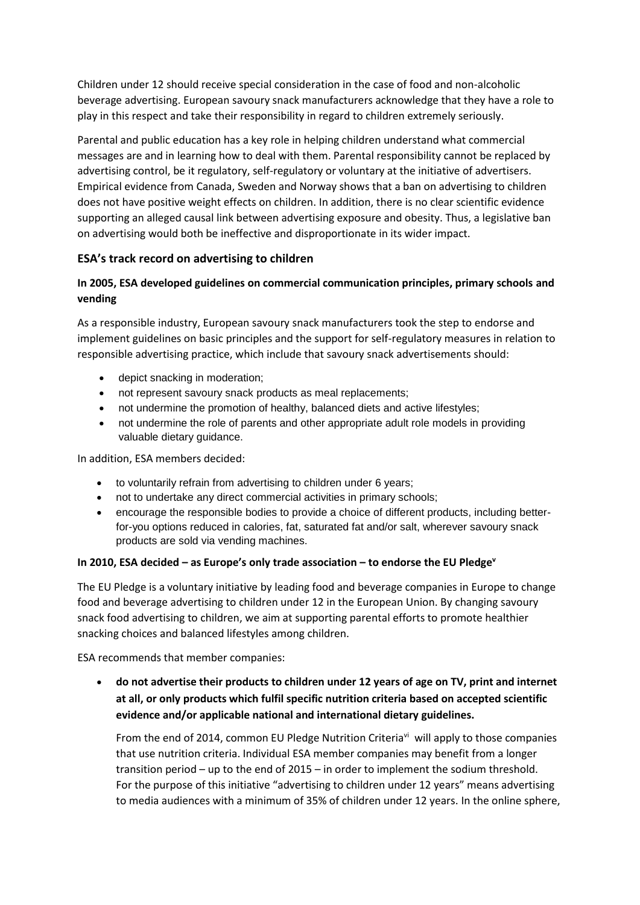Children under 12 should receive special consideration in the case of food and non-alcoholic beverage advertising. European savoury snack manufacturers acknowledge that they have a role to play in this respect and take their responsibility in regard to children extremely seriously.

Parental and public education has a key role in helping children understand what commercial messages are and in learning how to deal with them. Parental responsibility cannot be replaced by advertising control, be it regulatory, self-regulatory or voluntary at the initiative of advertisers. Empirical evidence from Canada, Sweden and Norway shows that a ban on advertising to children does not have positive weight effects on children. In addition, there is no clear scientific evidence supporting an alleged causal link between advertising exposure and obesity. Thus, a legislative ban on advertising would both be ineffective and disproportionate in its wider impact.

## ESA's track record on advertising to children

### In 2005, ESA developed guidelines on commercial communication principles, primary schools and vending

As a responsible industry, European savoury snack manufacturers took the step to endorse and implement guidelines on basic principles and the support for self-regulatory measures in relation to responsible advertising practice, which include that savoury snack advertisements should:

- depict snacking in moderation;
- not represent savoury snack products as meal replacements;
- not undermine the promotion of healthy, balanced diets and active lifestyles;
- not undermine the role of parents and other appropriate adult role models in providing valuable dietary guidance.

In addition, ESA members decided:

- to voluntarily refrain from advertising to children under 6 years;
- not to undertake any direct commercial activities in primary schools;
- encourage the responsible bodies to provide a choice of different products, including better-for-you options reduced in calories, fat, saturated fat and/or salt, wherever savoury snack products are sold via vending machines.

### In 2010, ESA decided – as Europe's only trade association – to endorse the EU Pledge[v]

The EU Pledge is a voluntary initiative by leading food and beverage companies in Europe to change food and beverage advertising to children under 12 in the European Union. By changing savoury snack food advertising to children, we aim at supporting parental efforts to promote healthier snacking choices and balanced lifestyles among children.

ESA recommends that member companies:

- **do not advertise their products to children under 12 years of age on TV, print and internet at all, or only products which fulfil specific nutrition criteria based on accepted scientific evidence and/or applicable national and international dietary guidelines.**

  From the end of 2014, common EU Pledge Nutrition Criteria[vi] will apply to those companies that use nutrition criteria. Individual ESA member companies may benefit from a longer transition period – up to the end of 2015 – in order to implement the sodium threshold. For the purpose of this initiative "advertising to children under 12 years" means advertising to media audiences with a minimum of 35% of children under 12 years. In the online sphere,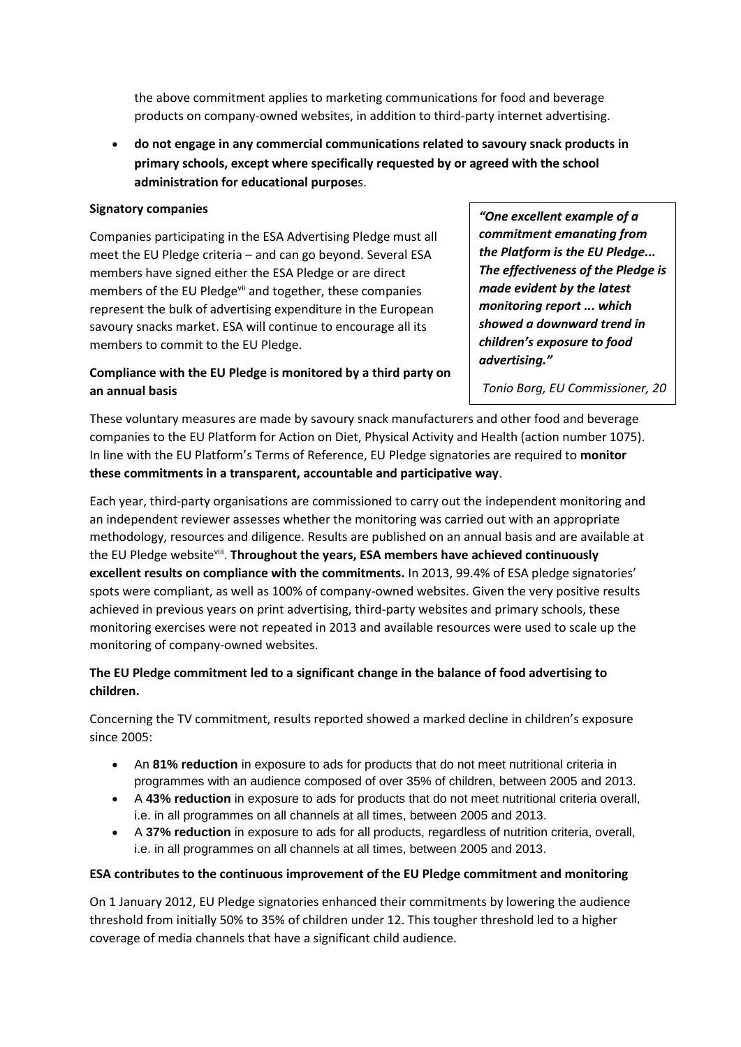the above commitment applies to marketing communications for food and beverage products on company-owned websites, in addition to third-party internet advertising.

- **do not engage in any commercial communications related to savoury snack products in primary schools, except where specifically requested by or agreed with the school administration for educational purpose**s.

**Signatory companies**

Companies participating in the ESA Advertising Pledge must all meet the EU Pledge criteria – and can go beyond. Several ESA members have signed either the ESA Pledge or are direct members of the EU Pledge[vii] and together, these companies represent the bulk of advertising expenditure in the European savoury snacks market. ESA will continue to encourage all its members to commit to the EU Pledge.

> ***"One excellent example of a commitment emanating from the Platform is the EU Pledge... The effectiveness of the Pledge is made evident by the latest monitoring report ... which showed a downward trend in children's exposure to food advertising."***
>
> *Tonio Borg, EU Commissioner, 20*

**Compliance with the EU Pledge is monitored by a third party on an annual basis**

These voluntary measures are made by savoury snack manufacturers and other food and beverage companies to the EU Platform for Action on Diet, Physical Activity and Health (action number 1075). In line with the EU Platform's Terms of Reference, EU Pledge signatories are required to **monitor these commitments in a transparent, accountable and participative way**.

Each year, third-party organisations are commissioned to carry out the independent monitoring and an independent reviewer assesses whether the monitoring was carried out with an appropriate methodology, resources and diligence. Results are published on an annual basis and are available at the EU Pledge website[viii]. **Throughout the years, ESA members have achieved continuously excellent results on compliance with the commitments.** In 2013, 99.4% of ESA pledge signatories' spots were compliant, as well as 100% of company-owned websites. Given the very positive results achieved in previous years on print advertising, third-party websites and primary schools, these monitoring exercises were not repeated in 2013 and available resources were used to scale up the monitoring of company-owned websites.

**The EU Pledge commitment led to a significant change in the balance of food advertising to children.**

Concerning the TV commitment, results reported showed a marked decline in children's exposure since 2005:

- An **81% reduction** in exposure to ads for products that do not meet nutritional criteria in programmes with an audience composed of over 35% of children, between 2005 and 2013.
- A **43% reduction** in exposure to ads for products that do not meet nutritional criteria overall, i.e. in all programmes on all channels at all times, between 2005 and 2013.
- A **37% reduction** in exposure to ads for all products, regardless of nutrition criteria, overall, i.e. in all programmes on all channels at all times, between 2005 and 2013.

**ESA contributes to the continuous improvement of the EU Pledge commitment and monitoring**

On 1 January 2012, EU Pledge signatories enhanced their commitments by lowering the audience threshold from initially 50% to 35% of children under 12. This tougher threshold led to a higher coverage of media channels that have a significant child audience.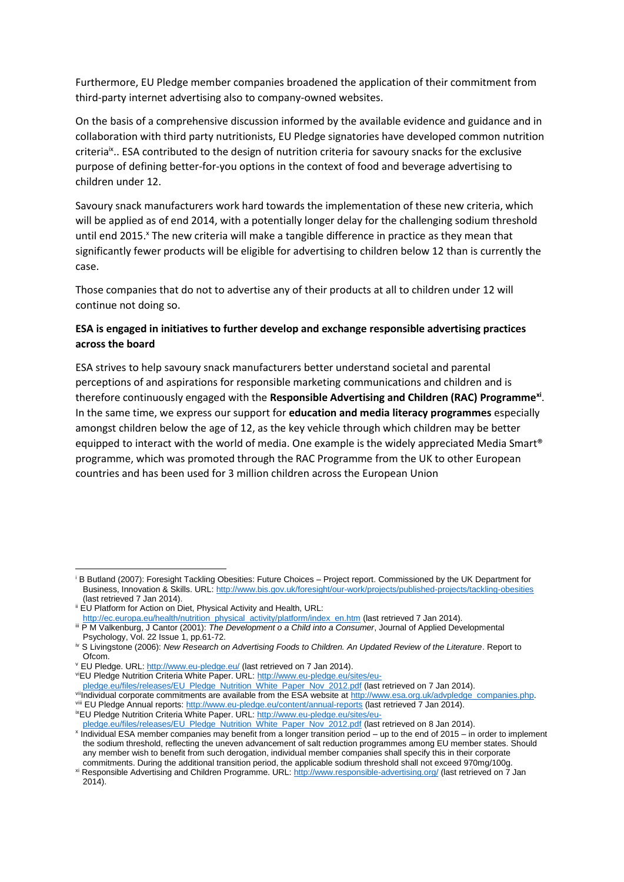Furthermore, EU Pledge member companies broadened the application of their commitment from third-party internet advertising also to company-owned websites.

On the basis of a comprehensive discussion informed by the available evidence and guidance and in collaboration with third party nutritionists, EU Pledge signatories have developed common nutrition criteria[ix].. ESA contributed to the design of nutrition criteria for savoury snacks for the exclusive purpose of defining better-for-you options in the context of food and beverage advertising to children under 12.

Savoury snack manufacturers work hard towards the implementation of these new criteria, which will be applied as of end 2014, with a potentially longer delay for the challenging sodium threshold until end 2015.[x] The new criteria will make a tangible difference in practice as they mean that significantly fewer products will be eligible for advertising to children below 12 than is currently the case.

Those companies that do not to advertise any of their products at all to children under 12 will continue not doing so.

**ESA is engaged in initiatives to further develop and exchange responsible advertising practices across the board**

ESA strives to help savoury snack manufacturers better understand societal and parental perceptions of and aspirations for responsible marketing communications and children and is therefore continuously engaged with the **Responsible Advertising and Children (RAC) Programme[xi]**. In the same time, we express our support for **education and media literacy programmes** especially amongst children below the age of 12, as the key vehicle through which children may be better equipped to interact with the world of media. One example is the widely appreciated Media Smart® programme, which was promoted through the RAC Programme from the UK to other European countries and has been used for 3 million children across the European Union

---

[i] B Butland (2007): Foresight Tackling Obesities: Future Choices – Project report. Commissioned by the UK Department for Business, Innovation & Skills. URL: http://www.bis.gov.uk/foresight/our-work/projects/published-projects/tackling-obesities (last retrieved 7 Jan 2014).

[ii] EU Platform for Action on Diet, Physical Activity and Health, URL: http://ec.europa.eu/health/nutrition_physical_activity/platform/index_en.htm (last retrieved 7 Jan 2014).

[iii] P M Valkenburg, J Cantor (2001): *The Development o a Child into a Consumer*, Journal of Applied Developmental Psychology, Vol. 22 Issue 1, pp.61-72.

[iv] S Livingstone (2006): *New Research on Advertising Foods to Children. An Updated Review of the Literature*. Report to Ofcom.

[v] EU Pledge. URL: http://www.eu-pledge.eu/ (last retrieved on 7 Jan 2014).

[vi] EU Pledge Nutrition Criteria White Paper. URL: http://www.eu-pledge.eu/sites/eu-pledge.eu/files/releases/EU_Pledge_Nutrition_White_Paper_Nov_2012.pdf (last retrieved on 7 Jan 2014).

[vii] Individual corporate commitments are available from the ESA website at http://www.esa.org.uk/advpledge_companies.php.

[viii] EU Pledge Annual reports: http://www.eu-pledge.eu/content/annual-reports (last retrieved 7 Jan 2014).

[ix] EU Pledge Nutrition Criteria White Paper. URL: http://www.eu-pledge.eu/sites/eu-pledge.eu/files/releases/EU_Pledge_Nutrition_White_Paper_Nov_2012.pdf (last retrieved on 8 Jan 2014).

[x] Individual ESA member companies may benefit from a longer transition period – up to the end of 2015 – in order to implement the sodium threshold, reflecting the uneven advancement of salt reduction programmes among EU member states. Should any member wish to benefit from such derogation, individual member companies shall specify this in their corporate commitments. During the additional transition period, the applicable sodium threshold shall not exceed 970mg/100g.

[xi] Responsible Advertising and Children Programme. URL: http://www.responsible-advertising.org/ (last retrieved on 7 Jan 2014).